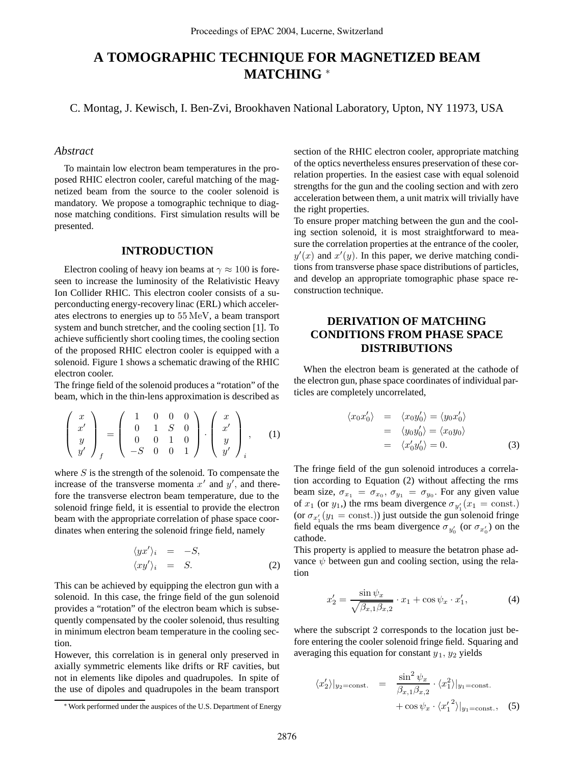# A TOMOGRAPHIC TECHNIQUE FOR MAGNETIZED BEAM MATCHING *

C. Montag, J. Kewisch, I. Ben-Zvi, Brookhaven National Laboratory, Upton, NY 11973, USA

## *Abstract*

To maintain low electron beam temperatures in the proposed RHIC electron cooler, careful matching of the magnetized beam from the source to the cooler solenoid is mandatory. We propose a tomographic technique to diagnose matching conditions. First simulation results will be presented.

## INTRODUCTION

Electron cooling of heavy ion beams at $\gamma \approx 100$ is foreseen to increase the luminosity of the Relativistic Heavy Ion Collider RHIC. This electron cooler consists of a superconducting energy-recovery linac (ERL) which accelerates electrons to energies up to $55\,\mathrm{MeV}$, a beam transport system and bunch stretcher, and the cooling section [1]. To achieve sufficiently short cooling times, the cooling section of the proposed RHIC electron cooler is equipped with a solenoid. Figure 1 shows a schematic drawing of the RHIC electron cooler.

The fringe field of the solenoid produces a "rotation" of the beam, which in the thin-lens approximation is described as

$$\begin{pmatrix} x \\ x' \\ y \\ y' \end{pmatrix}_f = \begin{pmatrix} 1 & 0 & 0 & 0 \\ 0 & 1 & S & 0 \\ 0 & 0 & 1 & 0 \\ -S & 0 & 0 & 1 \end{pmatrix} \cdot \begin{pmatrix} x \\ x' \\ y \\ y' \end{pmatrix}_i , \qquad (1)$$

where $S$ is the strength of the solenoid. To compensate the increase of the transverse momenta $x'$ and $y'$, and therefore the transverse electron beam temperature, due to the solenoid fringe field, it is essential to provide the electron beam with the appropriate correlation of phase space coordinates when entering the solenoid fringe field, namely

$$\begin{aligned} \langle yx' \rangle_i &= -S, \\ \langle xy' \rangle_i &= S. \end{aligned} \qquad (2)$$

This can be achieved by equipping the electron gun with a solenoid. In this case, the fringe field of the gun solenoid provides a "rotation" of the electron beam which is subsequently compensated by the cooler solenoid, thus resulting in minimum electron beam temperature in the cooling section.

However, this correlation is in general only preserved in axially symmetric elements like drifts or RF cavities, but not in elements like dipoles and quadrupoles. In spite of the use of dipoles and quadrupoles in the beam transport section of the RHIC electron cooler, appropriate matching of the optics nevertheless ensures preservation of these correlation properties. In the easiest case with equal solenoid strengths for the gun and the cooling section and with zero acceleration between them, a unit matrix will trivially have the right properties.

To ensure proper matching between the gun and the cooling section solenoid, it is most straightforward to measure the correlation properties at the entrance of the cooler, $y'(x)$ and $x'(y)$. In this paper, we derive matching conditions from transverse phase space distributions of particles, and develop an appropriate tomographic phase space reconstruction technique.

## DERIVATION OF MATCHING CONDITIONS FROM PHASE SPACE DISTRIBUTIONS

When the electron beam is generated at the cathode of the electron gun, phase space coordinates of individual particles are completely uncorrelated,

$$\begin{aligned} \langle x_0 x_0' \rangle &= \langle x_0 y_0' \rangle = \langle y_0 x_0' \rangle \\ &= \langle y_0 y_0' \rangle = \langle x_0 y_0 \rangle \\ &= \langle x_0' y_0' \rangle = 0. \end{aligned} \qquad (3)$$

The fringe field of the gun solenoid introduces a correlation according to Equation (2) without affecting the rms beam size, $\sigma_{x_1} = \sigma_{x_0}$, $\sigma_{y_1} = \sigma_{y_0}$. For any given value of $x_1$ (or $y_1$,) the rms beam divergence $\sigma_{y_1'}(x_1 = \mathrm{const.})$ (or $\sigma_{x_1'}(y_1 = \mathrm{const.})$) just outside the gun solenoid fringe field equals the rms beam divergence $\sigma_{y_0'}$ (or $\sigma_{x_0'}$) on the cathode.

This property is applied to measure the betatron phase advance $\psi$ between gun and cooling section, using the relation

$$x_2' = \frac{\sin \psi_x}{\sqrt{\beta_{x,1}\beta_{x,2}}} \cdot x_1 + \cos \psi_x \cdot x_1', \qquad (4)$$

where the subscript 2 corresponds to the location just before entering the cooler solenoid fringe field. Squaring and averaging this equation for constant $y_1$, $y_2$ yields

$$\begin{aligned} \langle x_2' \rangle|_{y_2=\mathrm{const.}} &= \frac{\sin^2 \psi_x}{\beta_{x,1}\beta_{x,2}} \cdot \langle x_1^2 \rangle|_{y_1=\mathrm{const.}} \\ &\quad + \cos \psi_x \cdot \langle {x_1'}^2 \rangle|_{y_1=\mathrm{const.}}, \end{aligned} \qquad (5)$$

* Work performed under the auspices of the U.S. Department of Energy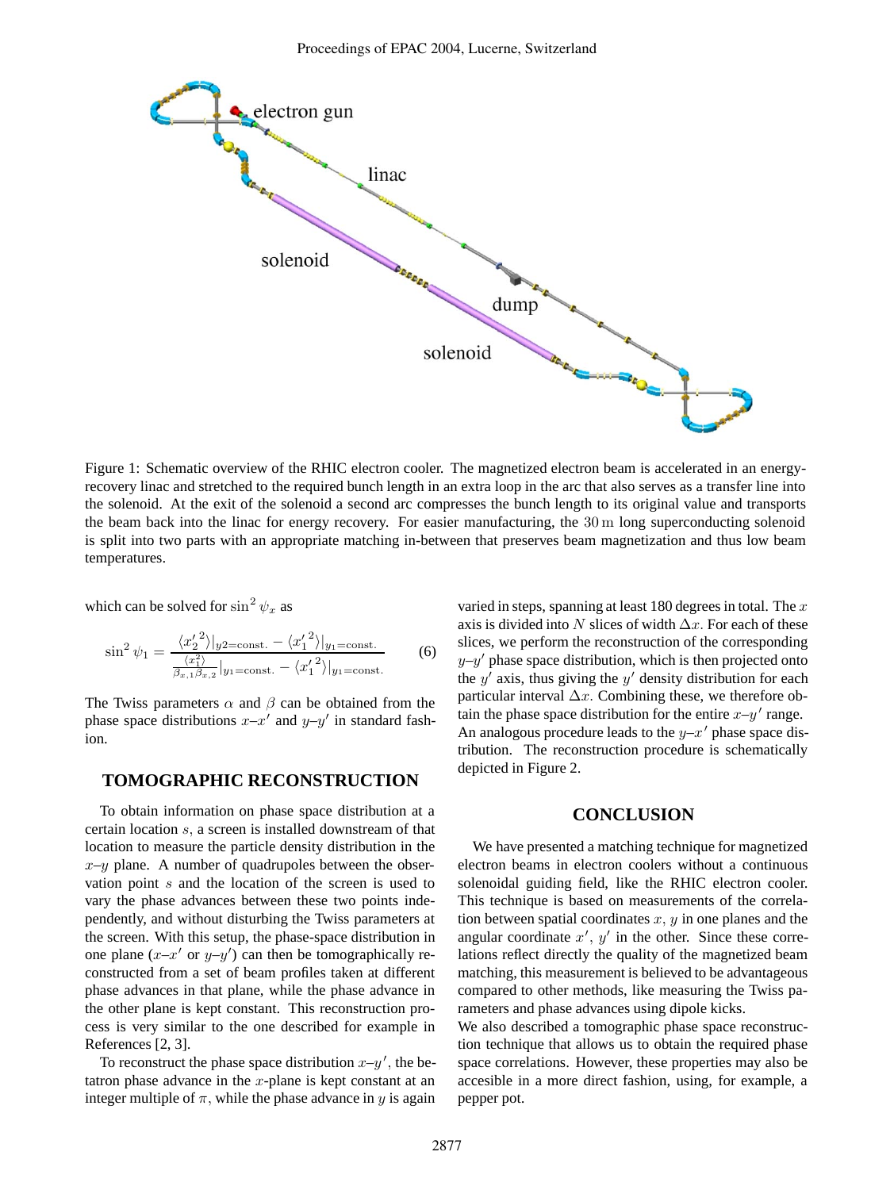Figure 1: Schematic overview of the RHIC electron cooler. The magnetized electron beam is accelerated in an energy-recovery linac and stretched to the required bunch length in an extra loop in the arc that also serves as a transfer line into the solenoid. At the exit of the solenoid a second arc compresses the bunch length to its original value and transports the beam back into the linac for energy recovery. For easier manufacturing, the 30 m long superconducting solenoid is split into two parts with an appropriate matching in-between that preserves beam magnetization and thus low beam temperatures.

which can be solved for $\sin^2 \psi_x$ as

$$\sin^2 \psi_1 = \frac{\langle {x'_2}^2 \rangle|_{y2=\text{const.}} - \langle {x'_1}^2 \rangle|_{y1=\text{const.}}}{\frac{\langle x_1^2 \rangle}{\beta_{x,1}\beta_{x,2}}|_{y1=\text{const.}} - \langle {x'_1}^2 \rangle|_{y1=\text{const.}}} \tag{6}$$

The Twiss parameters $\alpha$ and $\beta$ can be obtained from the phase space distributions $x$–$x'$ and $y$–$y'$ in standard fashion.

## TOMOGRAPHIC RECONSTRUCTION

To obtain information on phase space distribution at a certain location $s$, a screen is installed downstream of that location to measure the particle density distribution in the $x$–$y$ plane. A number of quadrupoles between the observation point $s$ and the location of the screen is used to vary the phase advances between these two points independently, and without disturbing the Twiss parameters at the screen. With this setup, the phase-space distribution in one plane ($x$–$x'$ or $y$–$y'$) can then be tomographically reconstructed from a set of beam profiles taken at different phase advances in that plane, while the phase advance in the other plane is kept constant. This reconstruction process is very similar to the one described for example in References [2, 3].

To reconstruct the phase space distribution $x$–$y'$, the betatron phase advance in the $x$-plane is kept constant at an integer multiple of $\pi$, while the phase advance in $y$ is again varied in steps, spanning at least 180 degrees in total. The $x$ axis is divided into $N$ slices of width $\Delta x$. For each of these slices, we perform the reconstruction of the corresponding $y$–$y'$ phase space distribution, which is then projected onto the $y'$ axis, thus giving the $y'$ density distribution for each particular interval $\Delta x$. Combining these, we therefore obtain the phase space distribution for the entire $x$–$y'$ range. An analogous procedure leads to the $y$–$x'$ phase space distribution. The reconstruction procedure is schematically depicted in Figure 2.

## CONCLUSION

We have presented a matching technique for magnetized electron beams in electron coolers without a continuous solenoidal guiding field, like the RHIC electron cooler. This technique is based on measurements of the correlation between spatial coordinates $x$, $y$ in one planes and the angular coordinate $x'$, $y'$ in the other. Since these correlations reflect directly the quality of the magnetized beam matching, this measurement is believed to be advantageous compared to other methods, like measuring the Twiss parameters and phase advances using dipole kicks.

We also described a tomographic phase space reconstruction technique that allows us to obtain the required phase space correlations. However, these properties may also be accesible in a more direct fashion, using, for example, a pepper pot.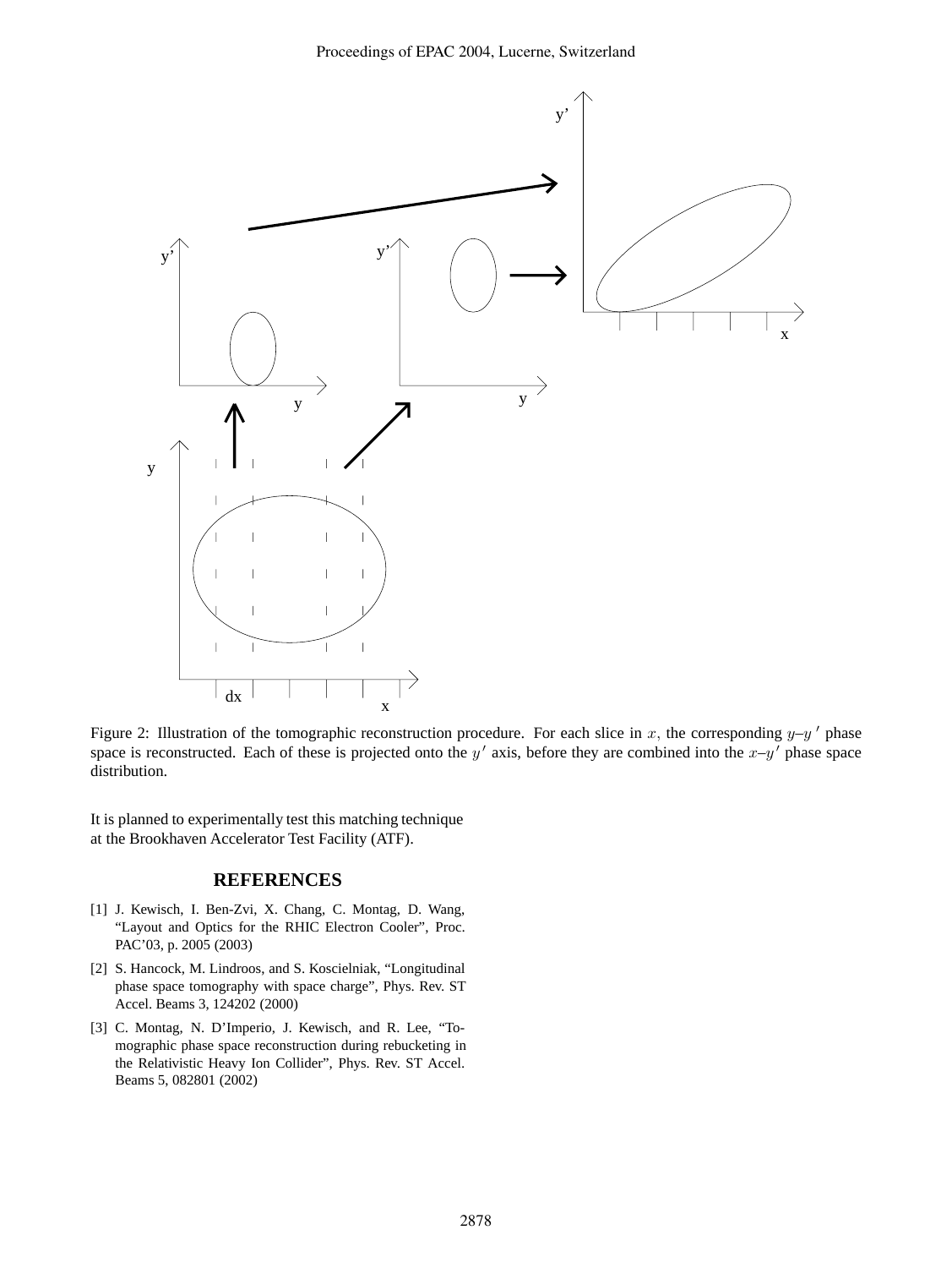y'

y' y'

x

y y

y

dx

x

Figure 2: Illustration of the tomographic reconstruction procedure. For each slice in $x$, the corresponding $y$–$y'$ phase space is reconstructed. Each of these is projected onto the $y'$ axis, before they are combined into the $x$–$y'$ phase space distribution.

It is planned to experimentally test this matching technique at the Brookhaven Accelerator Test Facility (ATF).

## REFERENCES

[1] J. Kewisch, I. Ben-Zvi, X. Chang, C. Montag, D. Wang, "Layout and Optics for the RHIC Electron Cooler", Proc. PAC'03, p. 2005 (2003)

[2] S. Hancock, M. Lindroos, and S. Koscielniak, "Longitudinal phase space tomography with space charge", Phys. Rev. ST Accel. Beams 3, 124202 (2000)

[3] C. Montag, N. D'Imperio, J. Kewisch, and R. Lee, "Tomographic phase space reconstruction during rebucketing in the Relativistic Heavy Ion Collider", Phys. Rev. ST Accel. Beams 5, 082801 (2002)